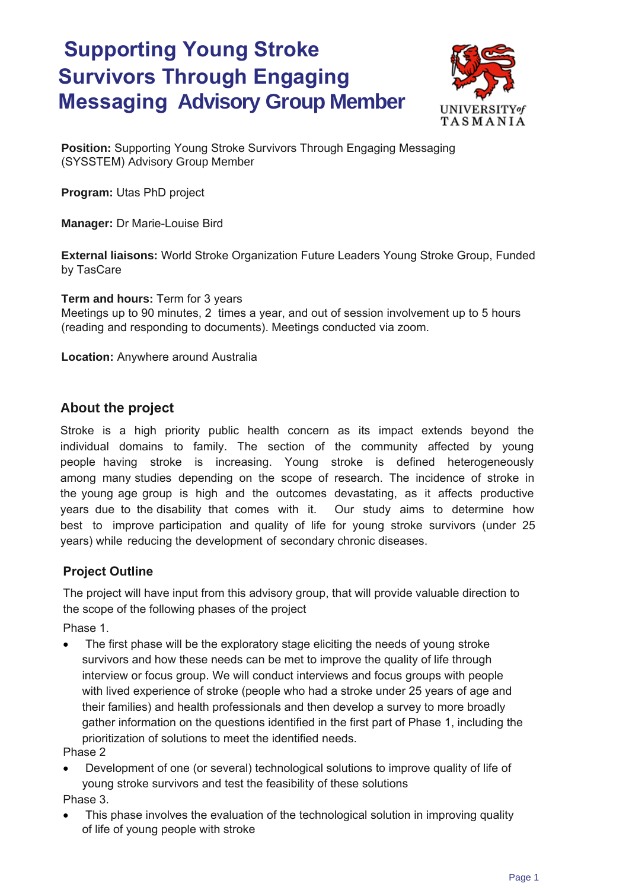# Supporting Young Stroke Survivors Through Engaging Messaging Advisory Group Member

**Position:** Supporting Young Stroke Survivors Through Engaging Messaging (SYSSTEM) Advisory Group Member

**Program:** Utas PhD project

**Manager:** Dr Marie-Louise Bird

**External liaisons:** World Stroke Organization Future Leaders Young Stroke Group, Funded by TasCare

**Term and hours:** Term for 3 years
Meetings up to 90 minutes, 2 times a year, and out of session involvement up to 5 hours (reading and responding to documents). Meetings conducted via zoom.

**Location:** Anywhere around Australia

## About the project

Stroke is a high priority public health concern as its impact extends beyond the individual domains to family. The section of the community affected by young people having stroke is increasing. Young stroke is defined heterogeneously among many studies depending on the scope of research. The incidence of stroke in the young age group is high and the outcomes devastating, as it affects productive years due to the disability that comes with it. Our study aims to determine how best to improve participation and quality of life for young stroke survivors (under 25 years) while reducing the development of secondary chronic diseases.

## Project Outline

The project will have input from this advisory group, that will provide valuable direction to the scope of the following phases of the project

Phase 1.

- The first phase will be the exploratory stage eliciting the needs of young stroke survivors and how these needs can be met to improve the quality of life through interview or focus group. We will conduct interviews and focus groups with people with lived experience of stroke (people who had a stroke under 25 years of age and their families) and health professionals and then develop a survey to more broadly gather information on the questions identified in the first part of Phase 1, including the prioritization of solutions to meet the identified needs.

Phase 2

- Development of one (or several) technological solutions to improve quality of life of young stroke survivors and test the feasibility of these solutions

Phase 3.

- This phase involves the evaluation of the technological solution in improving quality of life of young people with stroke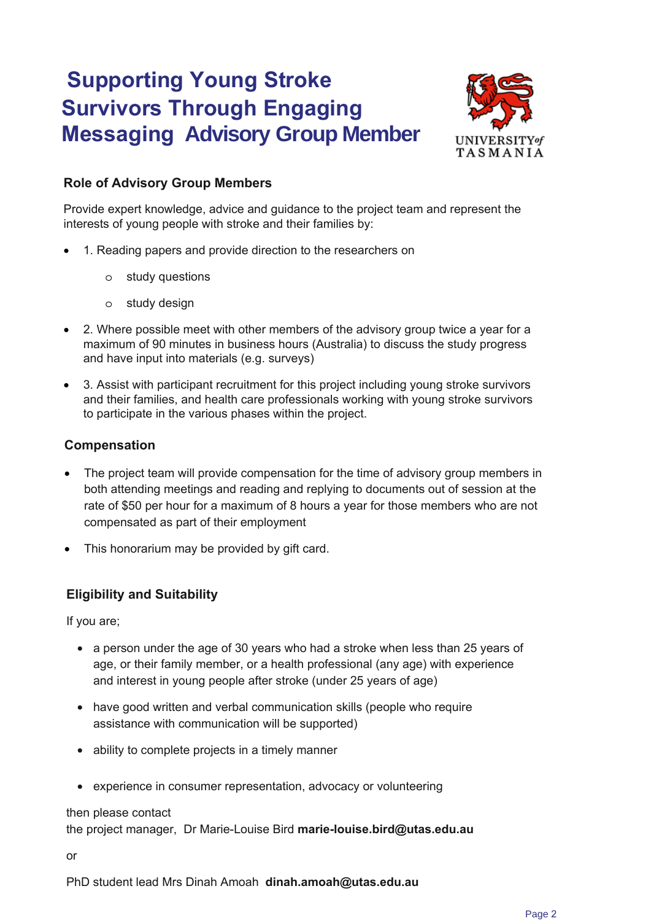# Supporting Young Stroke Survivors Through Engaging Messaging Advisory Group Member

UNIVERSITY of TASMANIA

### Role of Advisory Group Members

Provide expert knowledge, advice and guidance to the project team and represent the interests of young people with stroke and their families by:

- 1. Reading papers and provide direction to the researchers on
    - study questions
    - study design
- 2. Where possible meet with other members of the advisory group twice a year for a maximum of 90 minutes in business hours (Australia) to discuss the study progress and have input into materials (e.g. surveys)
- 3. Assist with participant recruitment for this project including young stroke survivors and their families, and health care professionals working with young stroke survivors to participate in the various phases within the project.

### Compensation

- The project team will provide compensation for the time of advisory group members in both attending meetings and reading and replying to documents out of session at the rate of $50 per hour for a maximum of 8 hours a year for those members who are not compensated as part of their employment
- This honorarium may be provided by gift card.

### Eligibility and Suitability

If you are;

- a person under the age of 30 years who had a stroke when less than 25 years of age, or their family member, or a health professional (any age) with experience and interest in young people after stroke (under 25 years of age)
- have good written and verbal communication skills (people who require assistance with communication will be supported)
- ability to complete projects in a timely manner
- experience in consumer representation, advocacy or volunteering

then please contact
the project manager, Dr Marie-Louise Bird **marie-louise.bird@utas.edu.au**

or

PhD student lead Mrs Dinah Amoah **dinah.amoah@utas.edu.au**